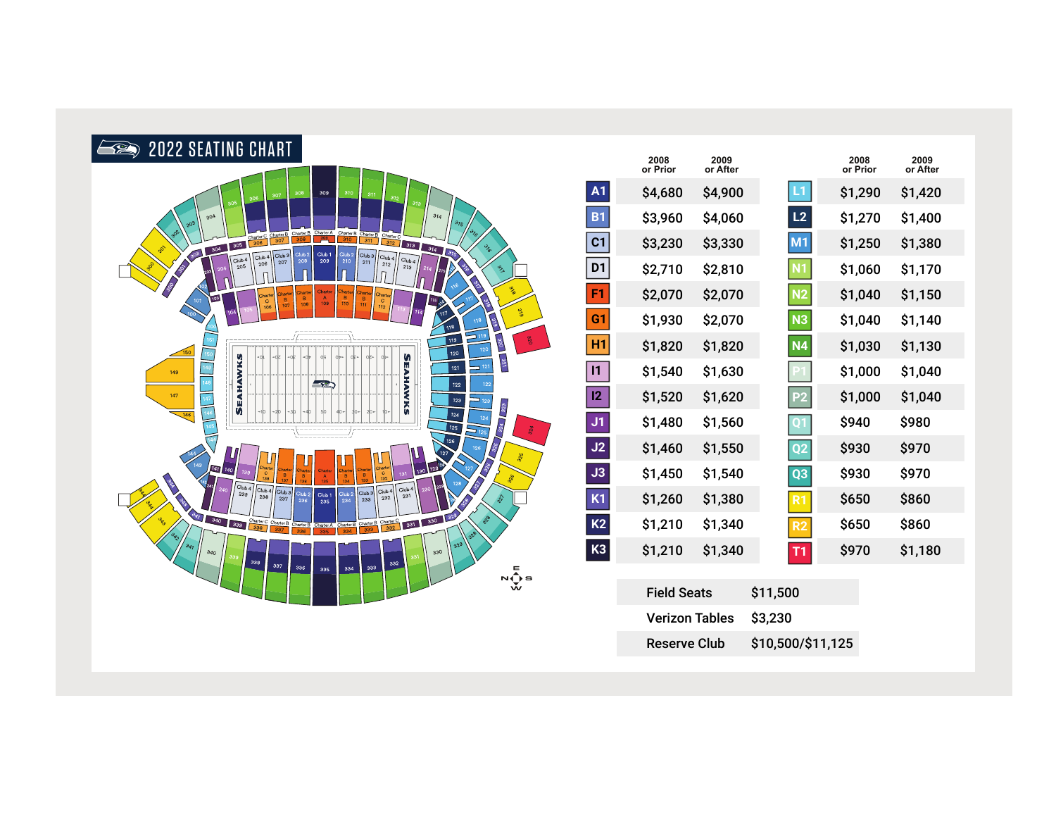# 2022 SEATING CHART

| | 2008 or Prior | 2009 or After |
|---|---|---|
| A1 | $4,680 | $4,900 |
| B1 | $3,960 | $4,060 |
| C1 | $3,230 | $3,330 |
| D1 | $2,710 | $2,810 |
| F1 | $2,070 | $2,070 |
| G1 | $1,930 | $2,070 |
| H1 | $1,820 | $1,820 |
| I1 | $1,540 | $1,630 |
| I2 | $1,520 | $1,620 |
| J1 | $1,480 | $1,560 |
| J2 | $1,460 | $1,550 |
| J3 | $1,450 | $1,540 |
| K1 | $1,260 | $1,380 |
| K2 | $1,210 | $1,340 |
| K3 | $1,210 | $1,340 |

| | 2008 or Prior | 2009 or After |
|---|---|---|
| L1 | $1,290 | $1,420 |
| L2 | $1,270 | $1,400 |
| M1 | $1,250 | $1,380 |
| N1 | $1,060 | $1,170 |
| N2 | $1,040 | $1,150 |
| N3 | $1,040 | $1,140 |
| N4 | $1,030 | $1,130 |
| P1 | $1,000 | $1,040 |
| P2 | $1,000 | $1,040 |
| Q1 | $940 | $980 |
| Q2 | $930 | $970 |
| Q3 | $930 | $970 |
| R1 | $650 | $860 |
| R2 | $650 | $860 |
| T1 | $970 | $1,180 |

| | |
|---|---|
| Field Seats | $11,500 |
| Verizon Tables | $3,230 |
| Reserve Club | $10,500/$11,125 |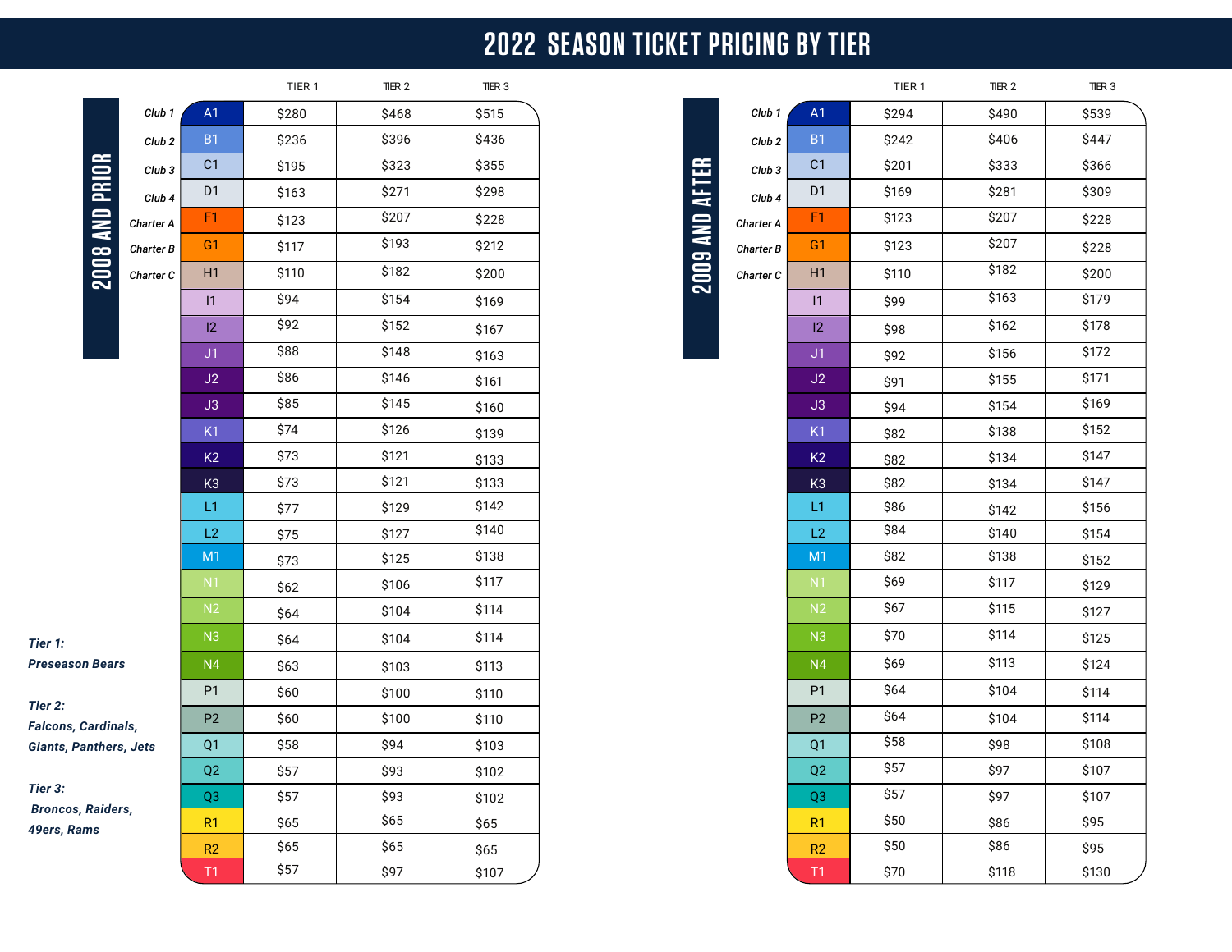# 2022 SEASON TICKET PRICING BY TIER

## 2008 AND PRIOR

| | | TIER 1 | TIER 2 | TIER 3 |
|---|---|---|---|---|
| Club 1 | A1 | $280 | $468 | $515 |
| Club 2 | B1 | $236 | $396 | $436 |
| Club 3 | C1 | $195 | $323 | $355 |
| Club 4 | D1 | $163 | $271 | $298 |
| Charter A | F1 | $123 | $207 | $228 |
| Charter B | G1 | $117 | $193 | $212 |
| Charter C | H1 | $110 | $182 | $200 |
| | I1 | $94 | $154 | $169 |
| | I2 | $92 | $152 | $167 |
| | J1 | $88 | $148 | $163 |
| | J2 | $86 | $146 | $161 |
| | J3 | $85 | $145 | $160 |
| | K1 | $74 | $126 | $139 |
| | K2 | $73 | $121 | $133 |
| | K3 | $73 | $121 | $133 |
| | L1 | $77 | $129 | $142 |
| | L2 | $75 | $127 | $140 |
| | M1 | $73 | $125 | $138 |
| | N1 | $62 | $106 | $117 |
| | N2 | $64 | $104 | $114 |
| | N3 | $64 | $104 | $114 |
| | N4 | $63 | $103 | $113 |
| | P1 | $60 | $100 | $110 |
| | P2 | $60 | $100 | $110 |
| | Q1 | $58 | $94 | $103 |
| | Q2 | $57 | $93 | $102 |
| | Q3 | $57 | $93 | $102 |
| | R1 | $65 | $65 | $65 |
| | R2 | $65 | $65 | $65 |
| | T1 | $57 | $97 | $107 |

***Tier 1:***
***Preseason Bears***

***Tier 2:***
***Falcons, Cardinals, Giants, Panthers, Jets***

***Tier 3:***
***Broncos, Raiders, 49ers, Rams***

## 2009 AND AFTER

| | | TIER 1 | TIER 2 | TIER 3 |
|---|---|---|---|---|
| Club 1 | A1 | $294 | $490 | $539 |
| Club 2 | B1 | $242 | $406 | $447 |
| Club 3 | C1 | $201 | $333 | $366 |
| Club 4 | D1 | $169 | $281 | $309 |
| Charter A | F1 | $123 | $207 | $228 |
| Charter B | G1 | $123 | $207 | $228 |
| Charter C | H1 | $110 | $182 | $200 |
| | I1 | $99 | $163 | $179 |
| | I2 | $98 | $162 | $178 |
| | J1 | $92 | $156 | $172 |
| | J2 | $91 | $155 | $171 |
| | J3 | $94 | $154 | $169 |
| | K1 | $82 | $138 | $152 |
| | K2 | $82 | $134 | $147 |
| | K3 | $82 | $134 | $147 |
| | L1 | $86 | $142 | $156 |
| | L2 | $84 | $140 | $154 |
| | M1 | $82 | $138 | $152 |
| | N1 | $69 | $117 | $129 |
| | N2 | $67 | $115 | $127 |
| | N3 | $70 | $114 | $125 |
| | N4 | $69 | $113 | $124 |
| | P1 | $64 | $104 | $114 |
| | P2 | $64 | $104 | $114 |
| | Q1 | $58 | $98 | $108 |
| | Q2 | $57 | $97 | $107 |
| | Q3 | $57 | $97 | $107 |
| | R1 | $50 | $86 | $95 |
| | R2 | $50 | $86 | $95 |
| | T1 | $70 | $118 | $130 |